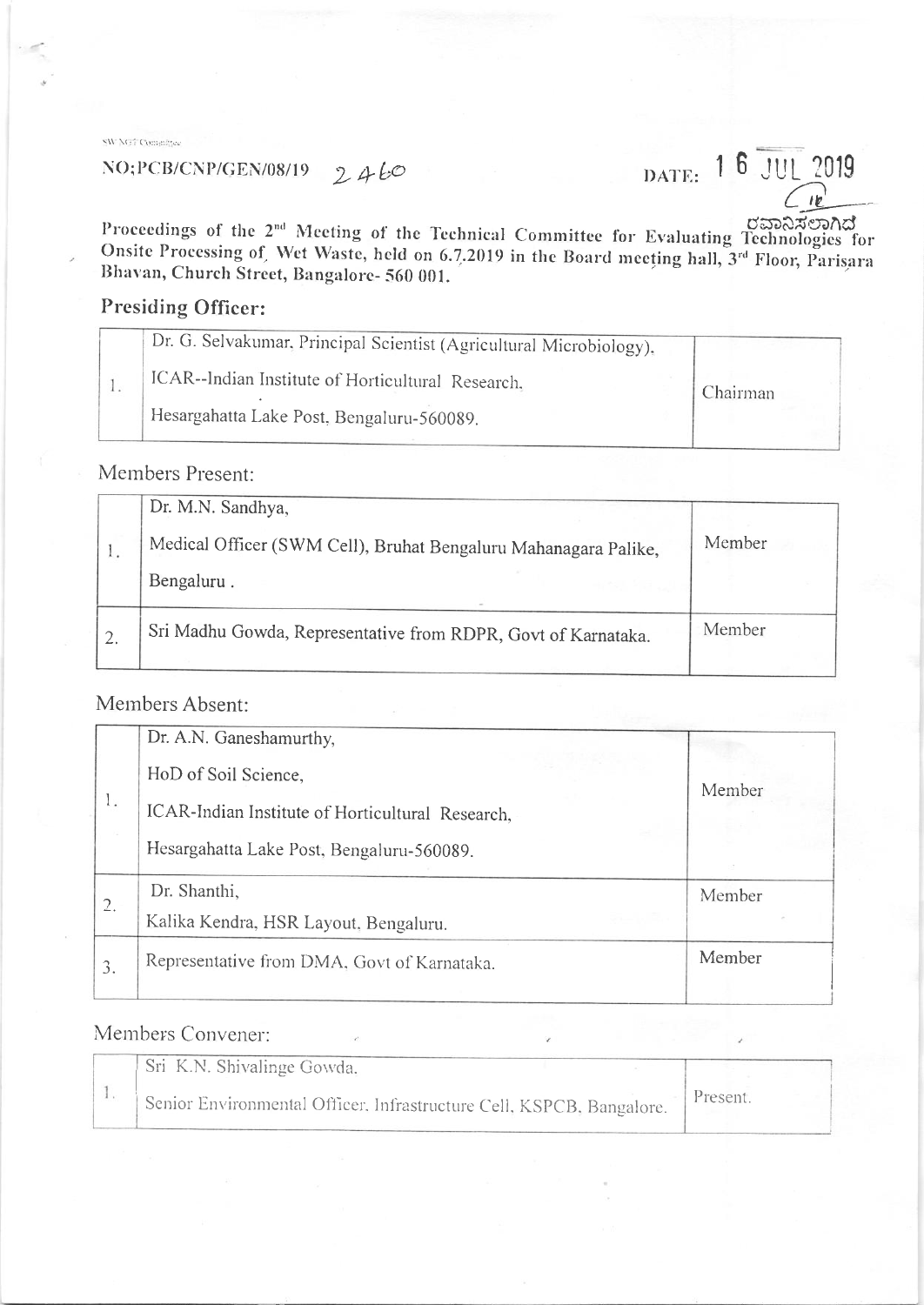SW NGT Committee

NO;PCB/CNP/GEN/08/19 2460

DATE: 16 JUL 2019

ರವಾನಿಸಲಾಗಿದೆ

Proceedings of the 2nd Meeting of the Technical Committee for Evaluating Technologies for Onsite Processing of Wet Waste, held on 6.7.2019 in the Board meeting hall, 3rd Floor, Parisara Bhavan, Church Street, Bangalore- 560 001.

## Presiding Officer:

| | | |
|---|---|---|
| 1. | Dr. G. Selvakumar, Principal Scientist (Agricultural Microbiology), ICAR--Indian Institute of Horticultural Research, Hesargahatta Lake Post, Bengaluru-560089. | Chairman |

## Members Present:

| | | |
|---|---|---|
| 1. | Dr. M.N. Sandhya, Medical Officer (SWM Cell), Bruhat Bengaluru Mahanagara Palike, Bengaluru . | Member |
| 2. | Sri Madhu Gowda, Representative from RDPR, Govt of Karnataka. | Member |

## Members Absent:

| | | |
|---|---|---|
| 1. | Dr. A.N. Ganeshamurthy, HoD of Soil Science, ICAR-Indian Institute of Horticultural Research, Hesargahatta Lake Post, Bengaluru-560089. | Member |
| 2. | Dr. Shanthi, Kalika Kendra, HSR Layout, Bengaluru. | Member |
| 3. | Representative from DMA, Govt of Karnataka. | Member |

## Members Convener:

| | | |
|---|---|---|
| 1. | Sri K.N. Shivalinge Gowda. Senior Environmental Officer, Infrastructure Cell, KSPCB, Bangalore. | Present. |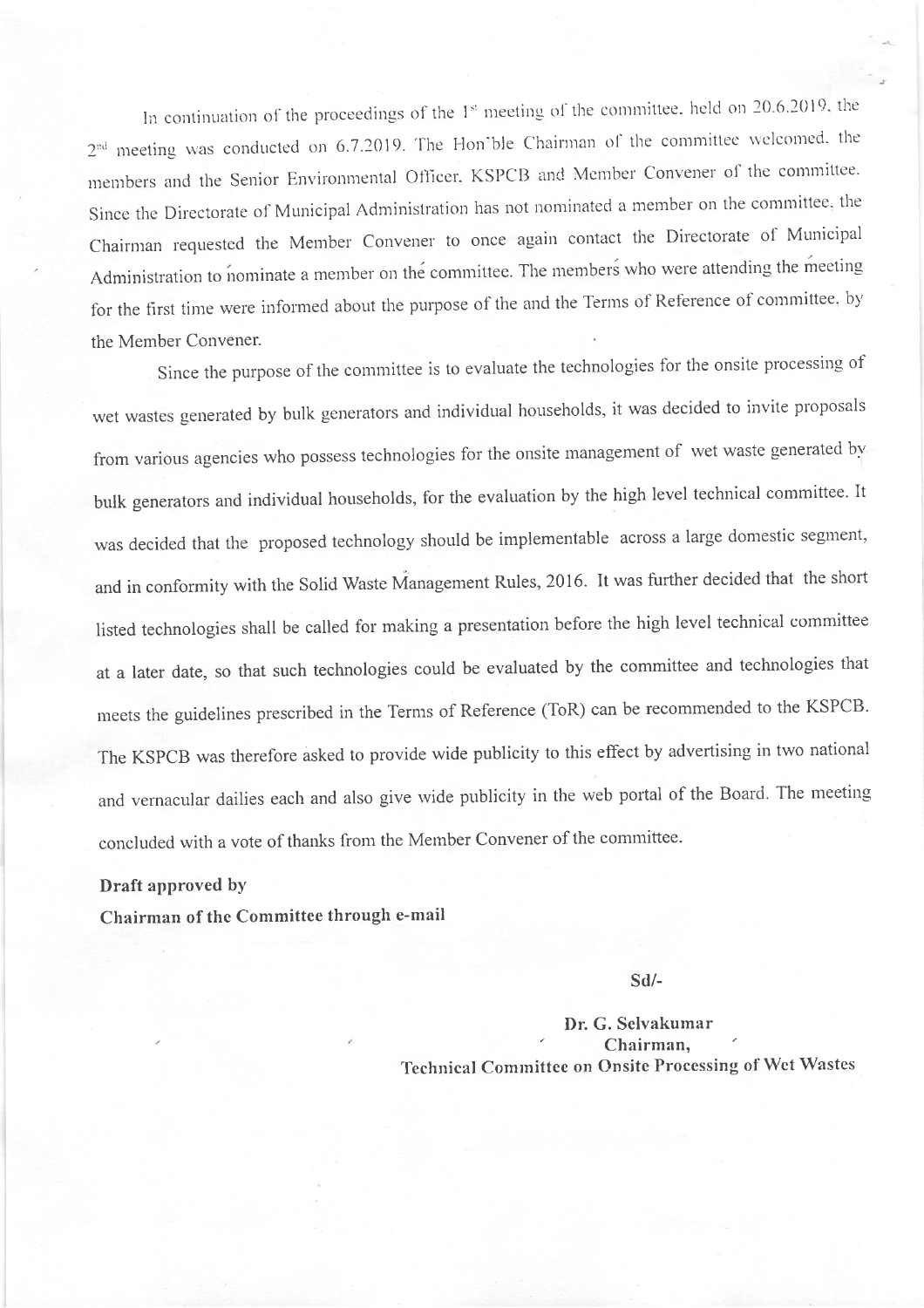In continuation of the proceedings of the 1st meeting of the committee. held on 20.6.2019. the 2nd meeting was conducted on 6.7.2019. The Hon'ble Chairman of the committee welcomed. the members and the Senior Environmental Officer. KSPCB and Member Convener of the committee. Since the Directorate of Municipal Administration has not nominated a member on the committee, the Chairman requested the Member Convener to once again contact the Directorate of Municipal Administration to nominate a member on the committee. The members who were attending the meeting for the first time were informed about the purpose of the and the Terms of Reference of committee, by the Member Convener.

Since the purpose of the committee is to evaluate the technologies for the onsite processing of wet wastes generated by bulk generators and individual households, it was decided to invite proposals from various agencies who possess technologies for the onsite management of wet waste generated by bulk generators and individual households, for the evaluation by the high level technical committee. It was decided that the proposed technology should be implementable across a large domestic segment, and in conformity with the Solid Waste Management Rules, 2016. It was further decided that the short listed technologies shall be called for making a presentation before the high level technical committee at a later date, so that such technologies could be evaluated by the committee and technologies that meets the guidelines prescribed in the Terms of Reference (ToR) can be recommended to the KSPCB. The KSPCB was therefore asked to provide wide publicity to this effect by advertising in two national and vernacular dailies each and also give wide publicity in the web portal of the Board. The meeting concluded with a vote of thanks from the Member Convener of the committee.

**Draft approved by**
**Chairman of the Committee through e-mail**

**Sd/-**

**Dr. G. Selvakumar**
**Chairman,**
**Technical Committee on Onsite Processing of Wet Wastes**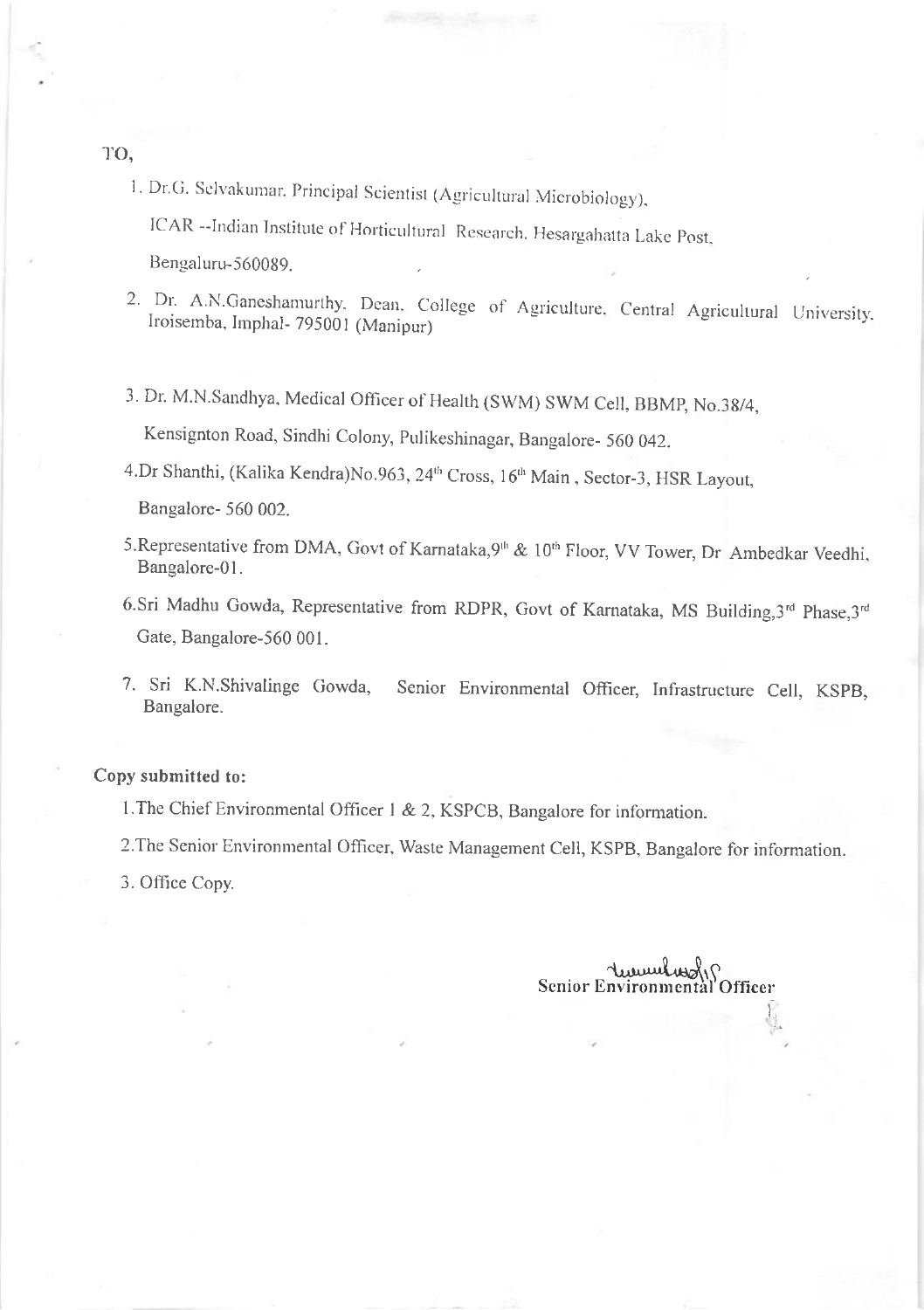TO,

1. Dr.G. Selvakumar, Principal Scientist (Agricultural Microbiology),

   ICAR --Indian Institute of Horticultural Research, Hesargahatta Lake Post,

   Bengaluru-560089.

2. Dr. A.N.Ganeshamurthy, Dean, College of Agriculture, Central Agricultural University, Iroisemba, Imphal- 795001 (Manipur)

3. Dr. M.N.Sandhya, Medical Officer of Health (SWM) SWM Cell, BBMP, No.38/4,

   Kensignton Road, Sindhi Colony, Pulikeshinagar, Bangalore- 560 042.

4. Dr Shanthi, (Kalika Kendra)No.963, 24th Cross, 16th Main , Sector-3, HSR Layout,

   Bangalore- 560 002.

5. Representative from DMA, Govt of Karnataka,9th & 10th Floor, VV Tower, Dr Ambedkar Veedhi, Bangalore-01.

6. Sri Madhu Gowda, Representative from RDPR, Govt of Karnataka, MS Building,3rd Phase,3rd Gate, Bangalore-560 001.

7. Sri K.N.Shivalinge Gowda, Senior Environmental Officer, Infrastructure Cell, KSPB, Bangalore.

**Copy submitted to:**

1. The Chief Environmental Officer 1 & 2, KSPCB, Bangalore for information.

2. The Senior Environmental Officer, Waste Management Cell, KSPB, Bangalore for information.

3. Office Copy.

**Senior Environmental Officer**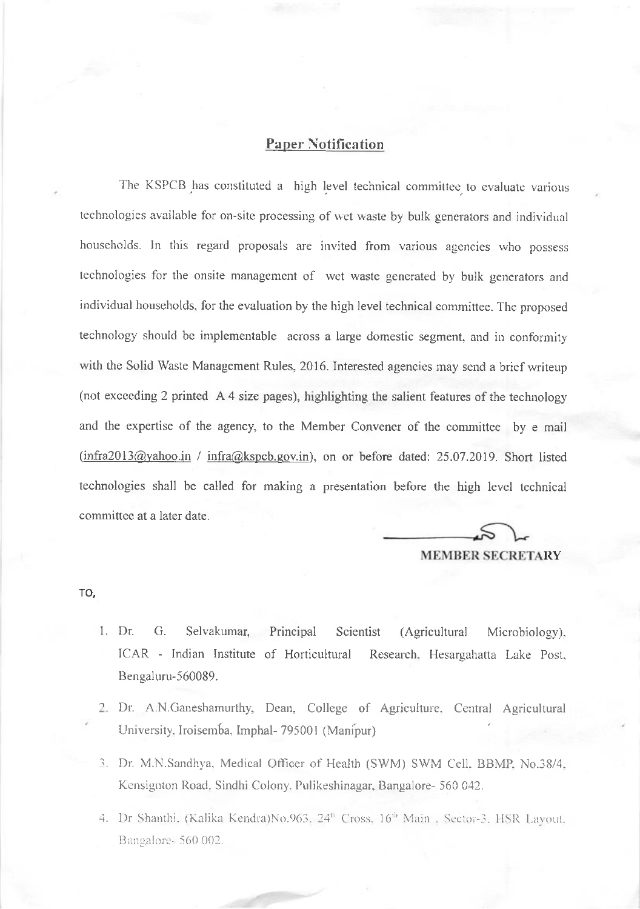## Paper Notification

The KSPCB has constituted a high level technical committee to evaluate various technologies available for on-site processing of wet waste by bulk generators and individual households. In this regard proposals are invited from various agencies who possess technologies for the onsite management of wet waste generated by bulk generators and individual households, for the evaluation by the high level technical committee. The proposed technology should be implementable across a large domestic segment, and in conformity with the Solid Waste Management Rules, 2016. Interested agencies may send a brief writeup (not exceeding 2 printed A 4 size pages), highlighting the salient features of the technology and the expertise of the agency, to the Member Convener of the committee by e mail (infra2013@yahoo.in / infra@kspcb.gov.in), on or before dated: 25.07.2019. Short listed technologies shall be called for making a presentation before the high level technical committee at a later date.

**MEMBER SECRETARY**

TO,

1. Dr. G. Selvakumar, Principal Scientist (Agricultural Microbiology), ICAR - Indian Institute of Horticultural Research, Hesargahatta Lake Post, Bengaluru-560089.
2. Dr. A.N.Ganeshamurthy, Dean, College of Agriculture, Central Agricultural University, Iroisemba, Imphal- 795001 (Manipur)
3. Dr. M.N.Sandhya, Medical Officer of Health (SWM) SWM Cell, BBMP, No.38/4, Kensignton Road, Sindhi Colony, Pulikeshinagar, Bangalore- 560 042.
4. Dr Shanthi, (Kalika Kendra)No.963, 24th Cross, 16th Main , Sector-3, HSR Layout, Bangalore- 560 002.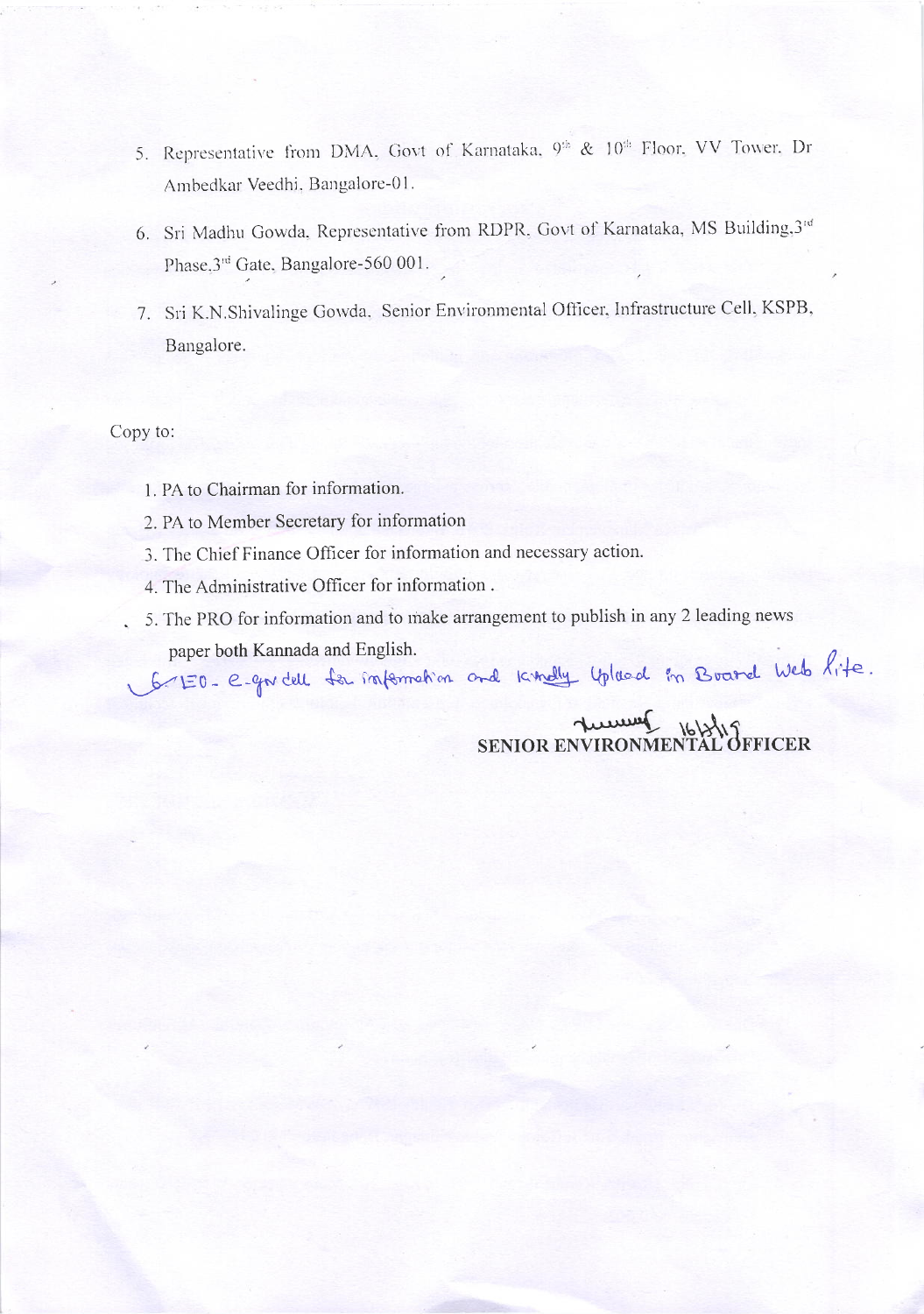5. Representative from DMA, Govt of Karnataka, 9th & 10th Floor, VV Tower, Dr Ambedkar Veedhi, Bangalore-01.

6. Sri Madhu Gowda, Representative from RDPR, Govt of Karnataka, MS Building, 3rd Phase, 3rd Gate, Bangalore-560 001.

7. Sri K.N.Shivalinge Gowda, Senior Environmental Officer, Infrastructure Cell, KSPB, Bangalore.

Copy to:

1. PA to Chairman for information.
2. PA to Member Secretary for information
3. The Chief Finance Officer for information and necessary action.
4. The Administrative Officer for information .
5. The PRO for information and to make arrangement to publish in any 2 leading news paper both Kannada and English.
6. EO - e-gov cell for information and kindly upload in Board web site.

16/3/19

**SENIOR ENVIRONMENTAL OFFICER**